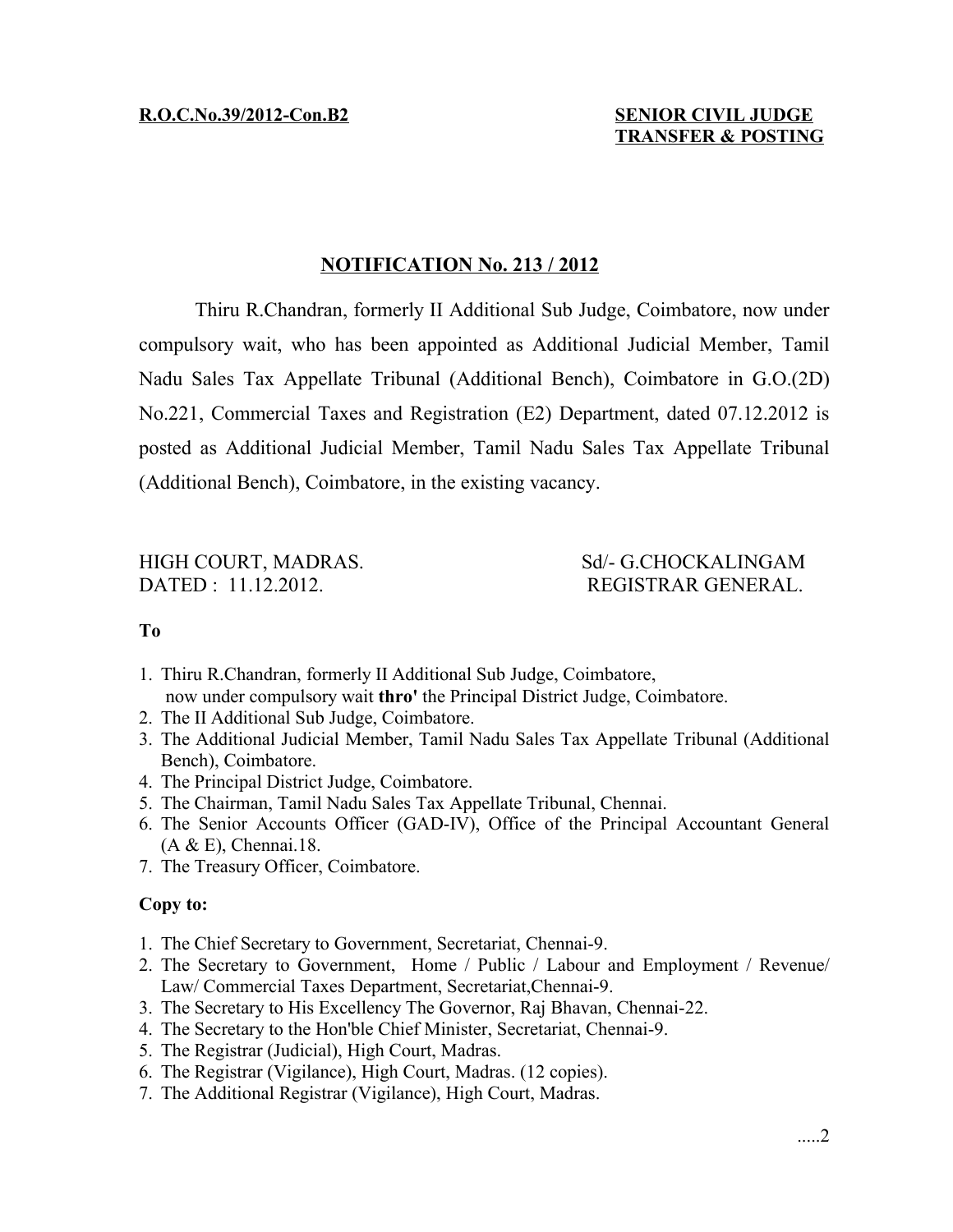**R.O.C.No.39/2012-Con.B2**

**SENIOR CIVIL JUDGE**
**TRANSFER & POSTING**

## NOTIFICATION No. 213 / 2012

Thiru R.Chandran, formerly II Additional Sub Judge, Coimbatore, now under compulsory wait, who has been appointed as Additional Judicial Member, Tamil Nadu Sales Tax Appellate Tribunal (Additional Bench), Coimbatore in G.O.(2D) No.221, Commercial Taxes and Registration (E2) Department, dated 07.12.2012 is posted as Additional Judicial Member, Tamil Nadu Sales Tax Appellate Tribunal (Additional Bench), Coimbatore, in the existing vacancy.

HIGH COURT, MADRAS.
DATED : 11.12.2012.

Sd/- G.CHOCKALINGAM
REGISTRAR GENERAL.

**To**

1. Thiru R.Chandran, formerly II Additional Sub Judge, Coimbatore, now under compulsory wait **thro'** the Principal District Judge, Coimbatore.
2. The II Additional Sub Judge, Coimbatore.
3. The Additional Judicial Member, Tamil Nadu Sales Tax Appellate Tribunal (Additional Bench), Coimbatore.
4. The Principal District Judge, Coimbatore.
5. The Chairman, Tamil Nadu Sales Tax Appellate Tribunal, Chennai.
6. The Senior Accounts Officer (GAD-IV), Office of the Principal Accountant General (A & E), Chennai.18.
7. The Treasury Officer, Coimbatore.

**Copy to:**

1. The Chief Secretary to Government, Secretariat, Chennai-9.
2. The Secretary to Government, Home / Public / Labour and Employment / Revenue/ Law/ Commercial Taxes Department, Secretariat,Chennai-9.
3. The Secretary to His Excellency The Governor, Raj Bhavan, Chennai-22.
4. The Secretary to the Hon'ble Chief Minister, Secretariat, Chennai-9.
5. The Registrar (Judicial), High Court, Madras.
6. The Registrar (Vigilance), High Court, Madras. (12 copies).
7. The Additional Registrar (Vigilance), High Court, Madras.

.....2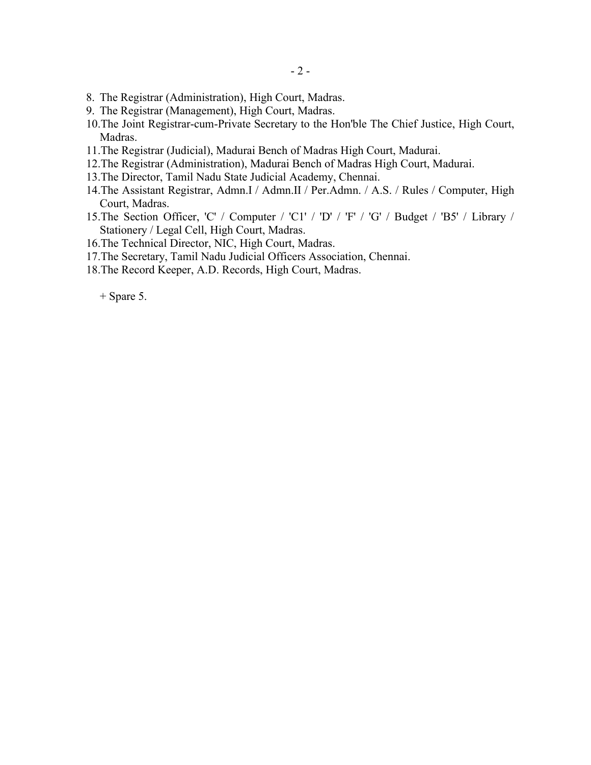8. The Registrar (Administration), High Court, Madras.
9. The Registrar (Management), High Court, Madras.
10. The Joint Registrar-cum-Private Secretary to the Hon'ble The Chief Justice, High Court, Madras.
11. The Registrar (Judicial), Madurai Bench of Madras High Court, Madurai.
12. The Registrar (Administration), Madurai Bench of Madras High Court, Madurai.
13. The Director, Tamil Nadu State Judicial Academy, Chennai.
14. The Assistant Registrar, Admn.I / Admn.II / Per.Admn. / A.S. / Rules / Computer, High Court, Madras.
15. The Section Officer, 'C' / Computer / 'C1' / 'D' / 'F' / 'G' / Budget / 'B5' / Library / Stationery / Legal Cell, High Court, Madras.
16. The Technical Director, NIC, High Court, Madras.
17. The Secretary, Tamil Nadu Judicial Officers Association, Chennai.
18. The Record Keeper, A.D. Records, High Court, Madras.

+ Spare 5.